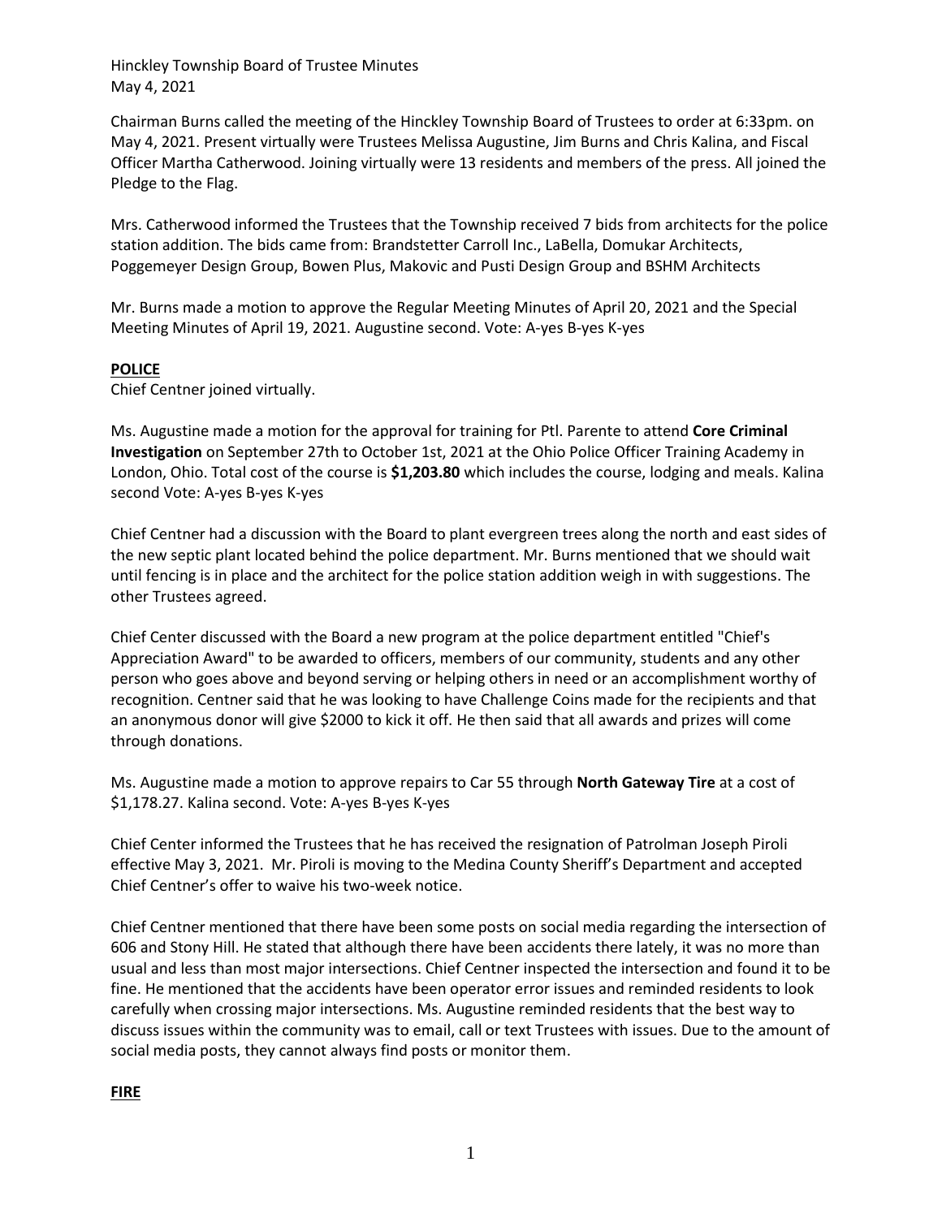Hinckley Township Board of Trustee Minutes
May 4, 2021

Chairman Burns called the meeting of the Hinckley Township Board of Trustees to order at 6:33pm. on May 4, 2021. Present virtually were Trustees Melissa Augustine, Jim Burns and Chris Kalina, and Fiscal Officer Martha Catherwood. Joining virtually were 13 residents and members of the press. All joined the Pledge to the Flag.

Mrs. Catherwood informed the Trustees that the Township received 7 bids from architects for the police station addition. The bids came from: Brandstetter Carroll Inc., LaBella, Domukar Architects, Poggemeyer Design Group, Bowen Plus, Makovic and Pusti Design Group and BSHM Architects

Mr. Burns made a motion to approve the Regular Meeting Minutes of April 20, 2021 and the Special Meeting Minutes of April 19, 2021. Augustine second. Vote: A-yes B-yes K-yes

## POLICE

Chief Centner joined virtually.

Ms. Augustine made a motion for the approval for training for Ptl. Parente to attend **Core Criminal Investigation** on September 27th to October 1st, 2021 at the Ohio Police Officer Training Academy in London, Ohio. Total cost of the course is **$1,203.80** which includes the course, lodging and meals. Kalina second Vote: A-yes B-yes K-yes

Chief Centner had a discussion with the Board to plant evergreen trees along the north and east sides of the new septic plant located behind the police department. Mr. Burns mentioned that we should wait until fencing is in place and the architect for the police station addition weigh in with suggestions. The other Trustees agreed.

Chief Center discussed with the Board a new program at the police department entitled "Chief's Appreciation Award" to be awarded to officers, members of our community, students and any other person who goes above and beyond serving or helping others in need or an accomplishment worthy of recognition. Centner said that he was looking to have Challenge Coins made for the recipients and that an anonymous donor will give $2000 to kick it off. He then said that all awards and prizes will come through donations.

Ms. Augustine made a motion to approve repairs to Car 55 through **North Gateway Tire** at a cost of $1,178.27. Kalina second. Vote: A-yes B-yes K-yes

Chief Center informed the Trustees that he has received the resignation of Patrolman Joseph Piroli effective May 3, 2021. Mr. Piroli is moving to the Medina County Sheriff's Department and accepted Chief Centner's offer to waive his two-week notice.

Chief Centner mentioned that there have been some posts on social media regarding the intersection of 606 and Stony Hill. He stated that although there have been accidents there lately, it was no more than usual and less than most major intersections. Chief Centner inspected the intersection and found it to be fine. He mentioned that the accidents have been operator error issues and reminded residents to look carefully when crossing major intersections. Ms. Augustine reminded residents that the best way to discuss issues within the community was to email, call or text Trustees with issues. Due to the amount of social media posts, they cannot always find posts or monitor them.

## FIRE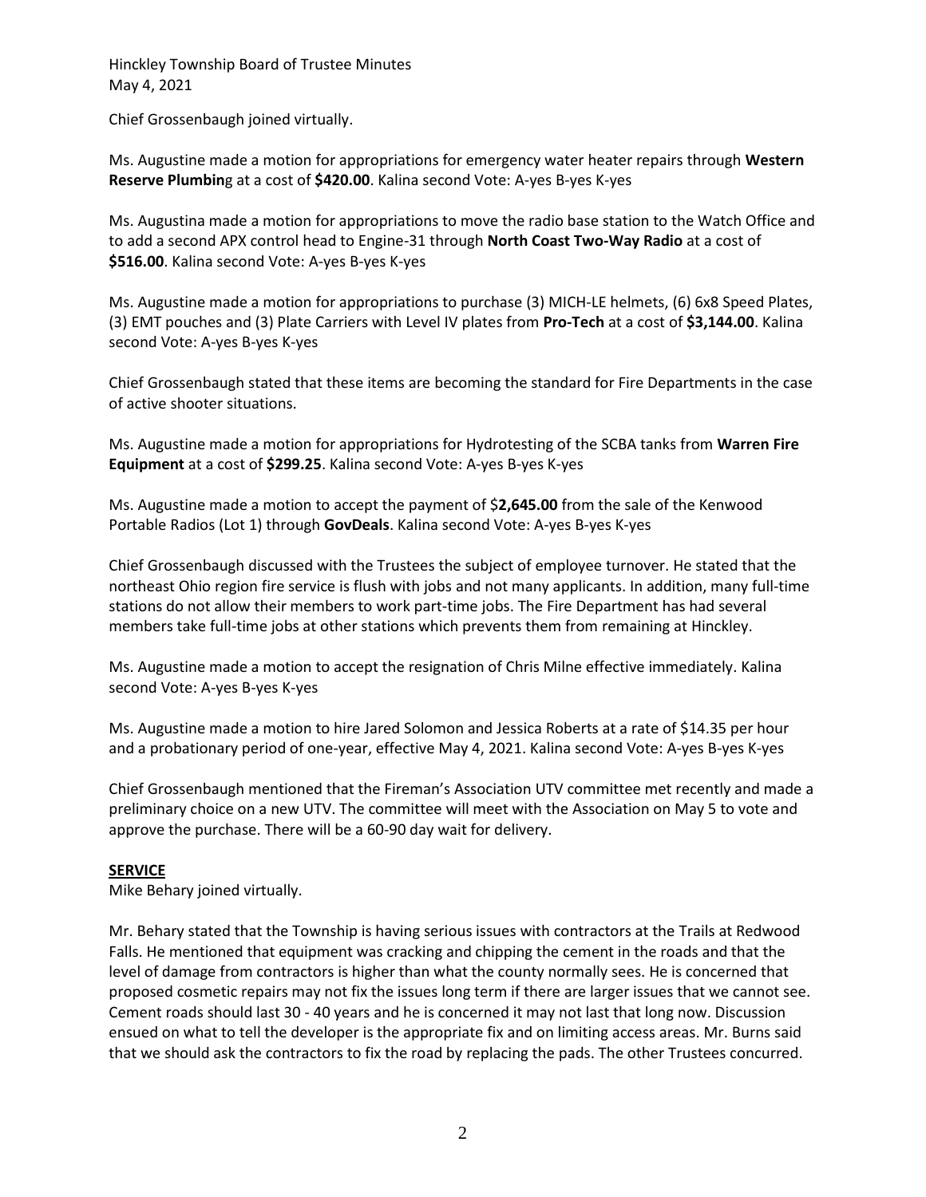Chief Grossenbaugh joined virtually.

Ms. Augustine made a motion for appropriations for emergency water heater repairs through **Western Reserve Plumbin**g at a cost of **$420.00**. Kalina second Vote: A-yes B-yes K-yes

Ms. Augustina made a motion for appropriations to move the radio base station to the Watch Office and to add a second APX control head to Engine-31 through **North Coast Two-Way Radio** at a cost of **$516.00**. Kalina second Vote: A-yes B-yes K-yes

Ms. Augustine made a motion for appropriations to purchase (3) MICH-LE helmets, (6) 6x8 Speed Plates, (3) EMT pouches and (3) Plate Carriers with Level IV plates from **Pro-Tech** at a cost of **$3,144.00**. Kalina second Vote: A-yes B-yes K-yes

Chief Grossenbaugh stated that these items are becoming the standard for Fire Departments in the case of active shooter situations.

Ms. Augustine made a motion for appropriations for Hydrotesting of the SCBA tanks from **Warren Fire Equipment** at a cost of **$299.25**. Kalina second Vote: A-yes B-yes K-yes

Ms. Augustine made a motion to accept the payment of $**2,645.00** from the sale of the Kenwood Portable Radios (Lot 1) through **GovDeals**. Kalina second Vote: A-yes B-yes K-yes

Chief Grossenbaugh discussed with the Trustees the subject of employee turnover. He stated that the northeast Ohio region fire service is flush with jobs and not many applicants. In addition, many full-time stations do not allow their members to work part-time jobs. The Fire Department has had several members take full-time jobs at other stations which prevents them from remaining at Hinckley.

Ms. Augustine made a motion to accept the resignation of Chris Milne effective immediately. Kalina second Vote: A-yes B-yes K-yes

Ms. Augustine made a motion to hire Jared Solomon and Jessica Roberts at a rate of $14.35 per hour and a probationary period of one-year, effective May 4, 2021. Kalina second Vote: A-yes B-yes K-yes

Chief Grossenbaugh mentioned that the Fireman's Association UTV committee met recently and made a preliminary choice on a new UTV. The committee will meet with the Association on May 5 to vote and approve the purchase. There will be a 60-90 day wait for delivery.

## SERVICE

Mike Behary joined virtually.

Mr. Behary stated that the Township is having serious issues with contractors at the Trails at Redwood Falls. He mentioned that equipment was cracking and chipping the cement in the roads and that the level of damage from contractors is higher than what the county normally sees. He is concerned that proposed cosmetic repairs may not fix the issues long term if there are larger issues that we cannot see. Cement roads should last 30 - 40 years and he is concerned it may not last that long now. Discussion ensued on what to tell the developer is the appropriate fix and on limiting access areas. Mr. Burns said that we should ask the contractors to fix the road by replacing the pads. The other Trustees concurred.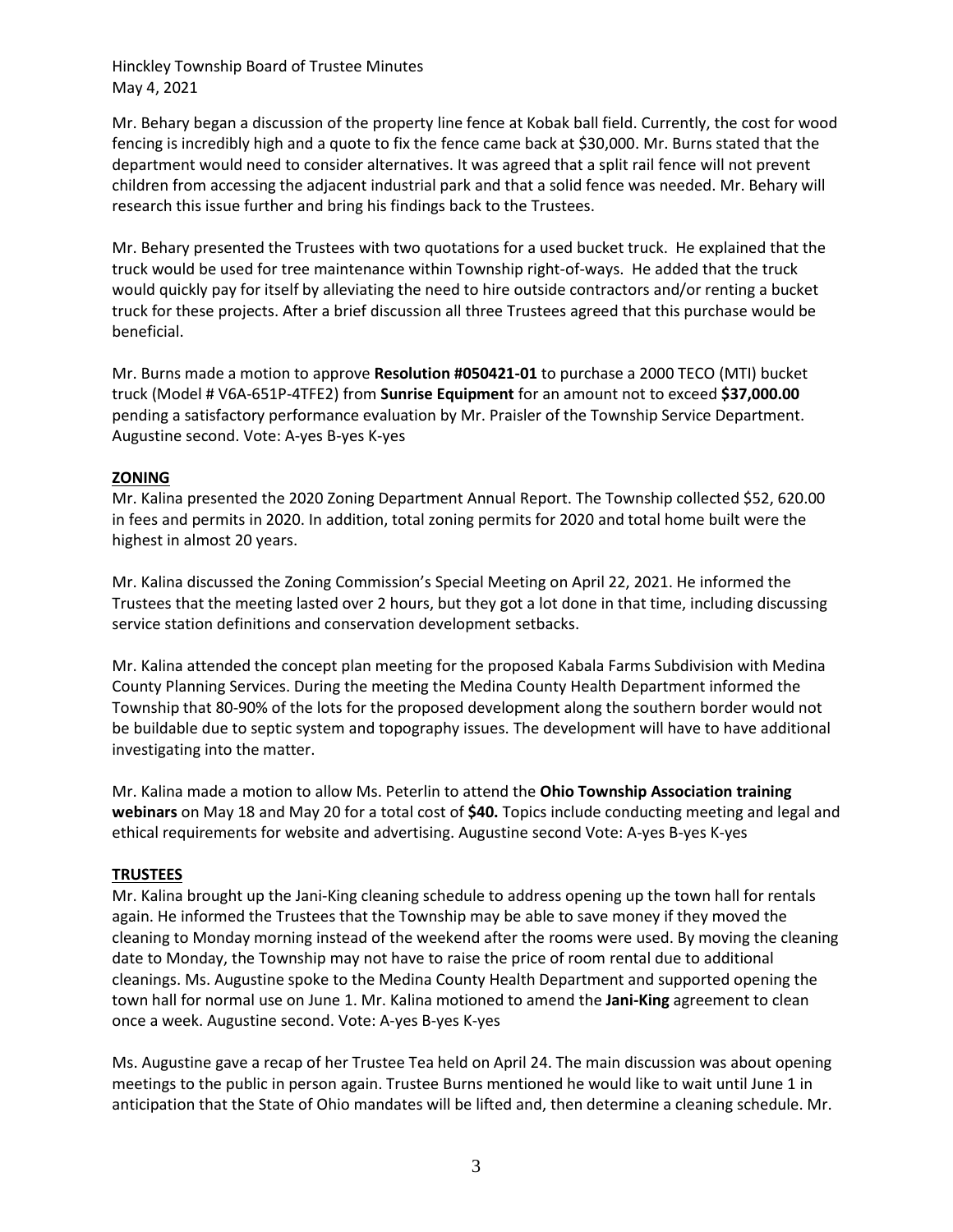Mr. Behary began a discussion of the property line fence at Kobak ball field. Currently, the cost for wood fencing is incredibly high and a quote to fix the fence came back at $30,000. Mr. Burns stated that the department would need to consider alternatives. It was agreed that a split rail fence will not prevent children from accessing the adjacent industrial park and that a solid fence was needed. Mr. Behary will research this issue further and bring his findings back to the Trustees.

Mr. Behary presented the Trustees with two quotations for a used bucket truck. He explained that the truck would be used for tree maintenance within Township right-of-ways. He added that the truck would quickly pay for itself by alleviating the need to hire outside contractors and/or renting a bucket truck for these projects. After a brief discussion all three Trustees agreed that this purchase would be beneficial.

Mr. Burns made a motion to approve **Resolution #050421-01** to purchase a 2000 TECO (MTI) bucket truck (Model # V6A-651P-4TFE2) from **Sunrise Equipment** for an amount not to exceed **$37,000.00** pending a satisfactory performance evaluation by Mr. Praisler of the Township Service Department. Augustine second. Vote: A-yes B-yes K-yes

## ZONING

Mr. Kalina presented the 2020 Zoning Department Annual Report. The Township collected $52, 620.00 in fees and permits in 2020. In addition, total zoning permits for 2020 and total home built were the highest in almost 20 years.

Mr. Kalina discussed the Zoning Commission's Special Meeting on April 22, 2021. He informed the Trustees that the meeting lasted over 2 hours, but they got a lot done in that time, including discussing service station definitions and conservation development setbacks.

Mr. Kalina attended the concept plan meeting for the proposed Kabala Farms Subdivision with Medina County Planning Services. During the meeting the Medina County Health Department informed the Township that 80-90% of the lots for the proposed development along the southern border would not be buildable due to septic system and topography issues. The development will have to have additional investigating into the matter.

Mr. Kalina made a motion to allow Ms. Peterlin to attend the **Ohio Township Association training webinars** on May 18 and May 20 for a total cost of **$40.** Topics include conducting meeting and legal and ethical requirements for website and advertising. Augustine second Vote: A-yes B-yes K-yes

## TRUSTEES

Mr. Kalina brought up the Jani-King cleaning schedule to address opening up the town hall for rentals again. He informed the Trustees that the Township may be able to save money if they moved the cleaning to Monday morning instead of the weekend after the rooms were used. By moving the cleaning date to Monday, the Township may not have to raise the price of room rental due to additional cleanings. Ms. Augustine spoke to the Medina County Health Department and supported opening the town hall for normal use on June 1. Mr. Kalina motioned to amend the **Jani-King** agreement to clean once a week. Augustine second. Vote: A-yes B-yes K-yes

Ms. Augustine gave a recap of her Trustee Tea held on April 24. The main discussion was about opening meetings to the public in person again. Trustee Burns mentioned he would like to wait until June 1 in anticipation that the State of Ohio mandates will be lifted and, then determine a cleaning schedule. Mr.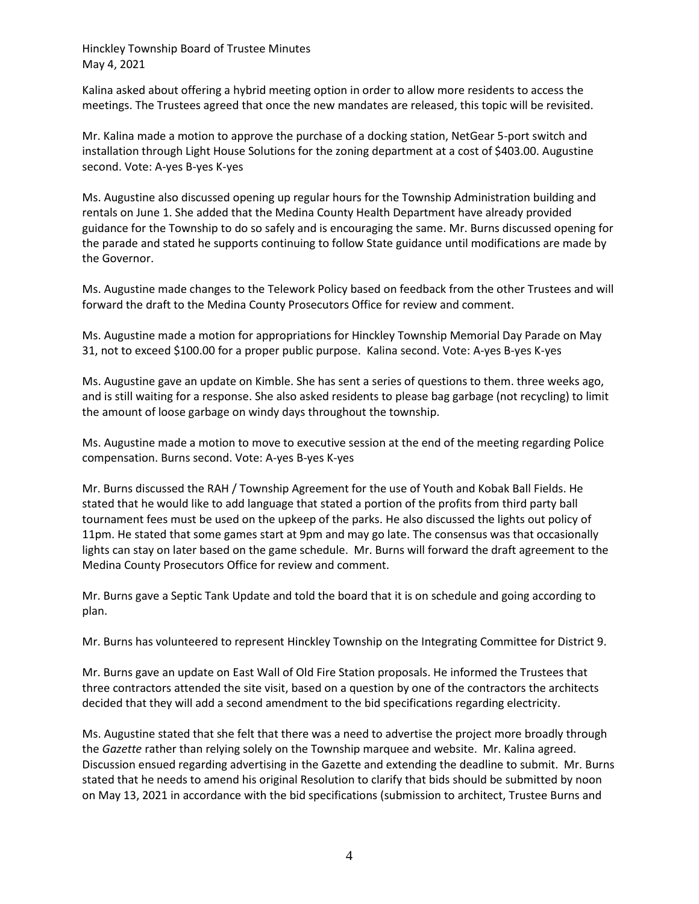Kalina asked about offering a hybrid meeting option in order to allow more residents to access the meetings. The Trustees agreed that once the new mandates are released, this topic will be revisited.

Mr. Kalina made a motion to approve the purchase of a docking station, NetGear 5-port switch and installation through Light House Solutions for the zoning department at a cost of $403.00. Augustine second. Vote: A-yes B-yes K-yes

Ms. Augustine also discussed opening up regular hours for the Township Administration building and rentals on June 1. She added that the Medina County Health Department have already provided guidance for the Township to do so safely and is encouraging the same. Mr. Burns discussed opening for the parade and stated he supports continuing to follow State guidance until modifications are made by the Governor.

Ms. Augustine made changes to the Telework Policy based on feedback from the other Trustees and will forward the draft to the Medina County Prosecutors Office for review and comment.

Ms. Augustine made a motion for appropriations for Hinckley Township Memorial Day Parade on May 31, not to exceed $100.00 for a proper public purpose. Kalina second. Vote: A-yes B-yes K-yes

Ms. Augustine gave an update on Kimble. She has sent a series of questions to them. three weeks ago, and is still waiting for a response. She also asked residents to please bag garbage (not recycling) to limit the amount of loose garbage on windy days throughout the township.

Ms. Augustine made a motion to move to executive session at the end of the meeting regarding Police compensation. Burns second. Vote: A-yes B-yes K-yes

Mr. Burns discussed the RAH / Township Agreement for the use of Youth and Kobak Ball Fields. He stated that he would like to add language that stated a portion of the profits from third party ball tournament fees must be used on the upkeep of the parks. He also discussed the lights out policy of 11pm. He stated that some games start at 9pm and may go late. The consensus was that occasionally lights can stay on later based on the game schedule. Mr. Burns will forward the draft agreement to the Medina County Prosecutors Office for review and comment.

Mr. Burns gave a Septic Tank Update and told the board that it is on schedule and going according to plan.

Mr. Burns has volunteered to represent Hinckley Township on the Integrating Committee for District 9.

Mr. Burns gave an update on East Wall of Old Fire Station proposals. He informed the Trustees that three contractors attended the site visit, based on a question by one of the contractors the architects decided that they will add a second amendment to the bid specifications regarding electricity.

Ms. Augustine stated that she felt that there was a need to advertise the project more broadly through the *Gazette* rather than relying solely on the Township marquee and website. Mr. Kalina agreed. Discussion ensued regarding advertising in the Gazette and extending the deadline to submit. Mr. Burns stated that he needs to amend his original Resolution to clarify that bids should be submitted by noon on May 13, 2021 in accordance with the bid specifications (submission to architect, Trustee Burns and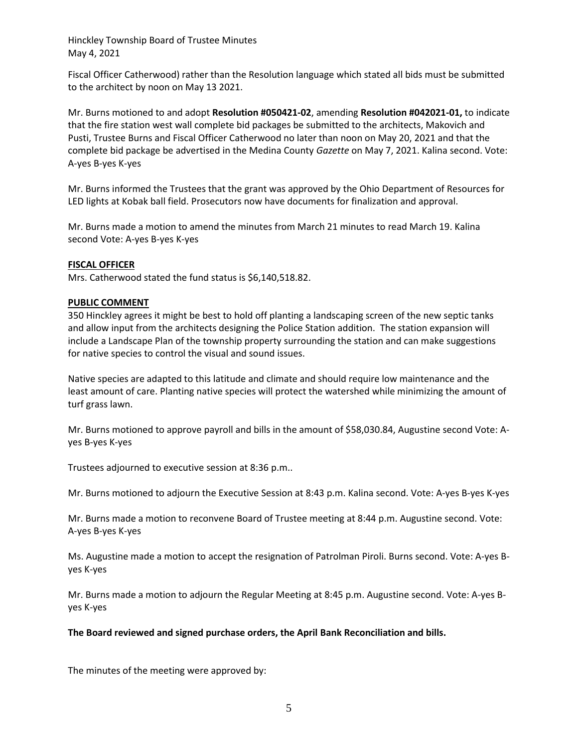Fiscal Officer Catherwood) rather than the Resolution language which stated all bids must be submitted to the architect by noon on May 13 2021.

Mr. Burns motioned to and adopt **Resolution #050421-02**, amending **Resolution #042021-01,** to indicate that the fire station west wall complete bid packages be submitted to the architects, Makovich and Pusti, Trustee Burns and Fiscal Officer Catherwood no later than noon on May 20, 2021 and that the complete bid package be advertised in the Medina County *Gazette* on May 7, 2021. Kalina second. Vote: A-yes B-yes K-yes

Mr. Burns informed the Trustees that the grant was approved by the Ohio Department of Resources for LED lights at Kobak ball field. Prosecutors now have documents for finalization and approval.

Mr. Burns made a motion to amend the minutes from March 21 minutes to read March 19. Kalina second Vote: A-yes B-yes K-yes

**FISCAL OFFICER**

Mrs. Catherwood stated the fund status is $6,140,518.82.

**PUBLIC COMMENT**

350 Hinckley agrees it might be best to hold off planting a landscaping screen of the new septic tanks and allow input from the architects designing the Police Station addition. The station expansion will include a Landscape Plan of the township property surrounding the station and can make suggestions for native species to control the visual and sound issues.

Native species are adapted to this latitude and climate and should require low maintenance and the least amount of care. Planting native species will protect the watershed while minimizing the amount of turf grass lawn.

Mr. Burns motioned to approve payroll and bills in the amount of $58,030.84, Augustine second Vote: A-yes B-yes K-yes

Trustees adjourned to executive session at 8:36 p.m..

Mr. Burns motioned to adjourn the Executive Session at 8:43 p.m. Kalina second. Vote: A-yes B-yes K-yes

Mr. Burns made a motion to reconvene Board of Trustee meeting at 8:44 p.m. Augustine second. Vote: A-yes B-yes K-yes

Ms. Augustine made a motion to accept the resignation of Patrolman Piroli. Burns second. Vote: A-yes B-yes K-yes

Mr. Burns made a motion to adjourn the Regular Meeting at 8:45 p.m. Augustine second. Vote: A-yes B-yes K-yes

**The Board reviewed and signed purchase orders, the April Bank Reconciliation and bills.**

The minutes of the meeting were approved by: